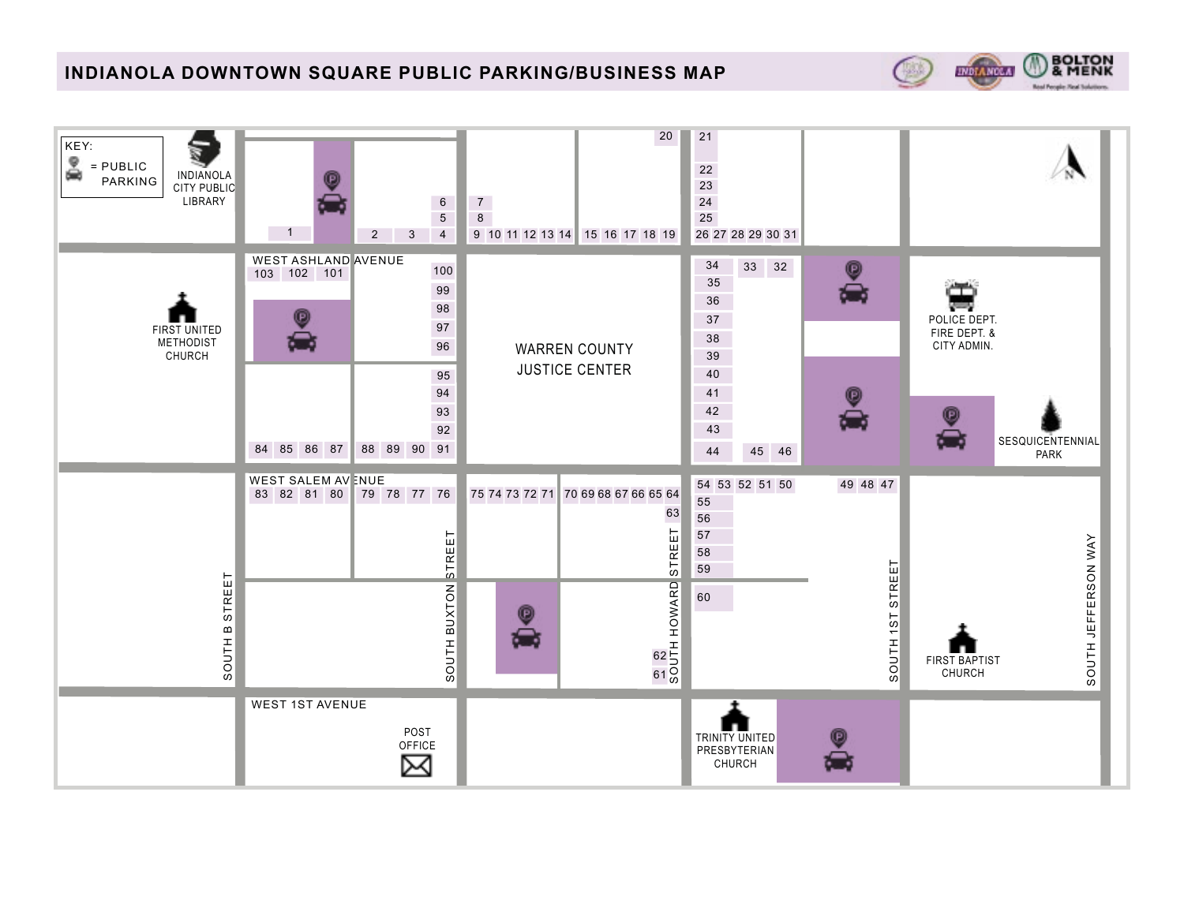# INDIANOLA DOWNTOWN SQUARE PUBLIC PARKING/BUSINESS MAP

KEY:
= PUBLIC PARKING

INDIANOLA CITY PUBLIC LIBRARY

FIRST UNITED METHODIST CHURCH

WARREN COUNTY JUSTICE CENTER

POLICE DEPT. FIRE DEPT. & CITY ADMIN.

SESQUICENTENNIAL PARK

FIRST BAPTIST CHURCH

TRINITY UNITED PRESBYTERIAN CHURCH

POST OFFICE

WEST ASHLAND AVENUE

WEST SALEM AVENUE

WEST 1ST AVENUE

SOUTH B STREET

SOUTH BUXTON STREET

SOUTH HOWARD STREET

SOUTH 1ST STREET

SOUTH JEFFERSON WAY

20

21
22
23
24
25

6
5
4

7
8

1

2 3

9 10 11 12 13 14

15 16 17 18 19

26 27 28 29 30 31

103 102 101

100
99
98
97
96
95
94
93
92
91

84 85 86 87

88 89 90

34 33 32
35
36
37
38
39
40
41
42
43
44 45 46

83 82 81 80

79 78 77 76

75 74 73 72 71

70 69 68 67 66 65 64
63

62
61

54 53 52 51 50

49 48 47

55
56
57
58
59
60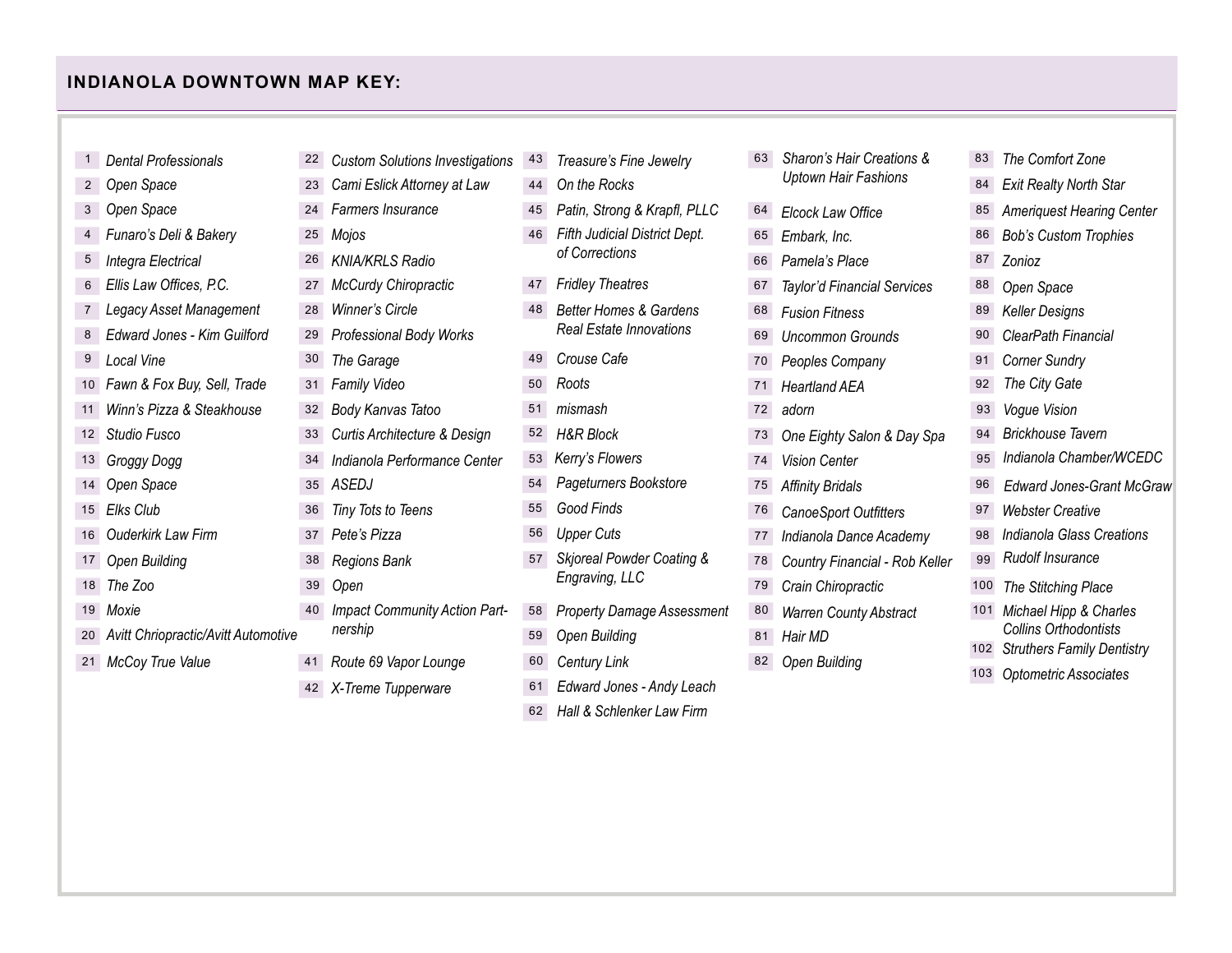## INDIANOLA DOWNTOWN MAP KEY:

1 *Dental Professionals*
2 *Open Space*
3 *Open Space*
4 *Funaro's Deli & Bakery*
5 *Integra Electrical*
6 *Ellis Law Offices, P.C.*
7 *Legacy Asset Management*
8 *Edward Jones - Kim Guilford*
9 *Local Vine*
10 *Fawn & Fox Buy, Sell, Trade*
11 *Winn's Pizza & Steakhouse*
12 *Studio Fusco*
13 *Groggy Dogg*
14 *Open Space*
15 *Elks Club*
16 *Ouderkirk Law Firm*
17 *Open Building*
18 *The Zoo*
19 *Moxie*
20 *Avitt Chriopractic/Avitt Automotive*
21 *McCoy True Value*
22 *Custom Solutions Investigations*
23 *Cami Eslick Attorney at Law*
24 *Farmers Insurance*
25 *Mojos*
26 *KNIA/KRLS Radio*
27 *McCurdy Chiropractic*
28 *Winner's Circle*
29 *Professional Body Works*
30 *The Garage*
31 *Family Video*
32 *Body Kanvas Tatoo*
33 *Curtis Architecture & Design*
34 *Indianola Performance Center*
35 *ASEDJ*
36 *Tiny Tots to Teens*
37 *Pete's Pizza*
38 *Regions Bank*
39 *Open*
40 *Impact Community Action Partnership*
41 *Route 69 Vapor Lounge*
42 *X-Treme Tupperware*
43 *Treasure's Fine Jewelry*
44 *On the Rocks*
45 *Patin, Strong & Krapfl, PLLC*
46 *Fifth Judicial District Dept. of Corrections*
47 *Fridley Theatres*
48 *Better Homes & Gardens Real Estate Innovations*
49 *Crouse Cafe*
50 *Roots*
51 *mismash*
52 *H&R Block*
53 *Kerry's Flowers*
54 *Pageturners Bookstore*
55 *Good Finds*
56 *Upper Cuts*
57 *Skjoreal Powder Coating & Engraving, LLC*
58 *Property Damage Assessment*
59 *Open Building*
60 *Century Link*
61 *Edward Jones - Andy Leach*
62 *Hall & Schlenker Law Firm*
63 *Sharon's Hair Creations & Uptown Hair Fashions*
64 *Elcock Law Office*
65 *Embark, Inc.*
66 *Pamela's Place*
67 *Taylor'd Financial Services*
68 *Fusion Fitness*
69 *Uncommon Grounds*
70 *Peoples Company*
71 *Heartland AEA*
72 *adorn*
73 *One Eighty Salon & Day Spa*
74 *Vision Center*
75 *Affinity Bridals*
76 *CanoeSport Outfitters*
77 *Indianola Dance Academy*
78 *Country Financial - Rob Keller*
79 *Crain Chiropractic*
80 *Warren County Abstract*
81 *Hair MD*
82 *Open Building*
83 *The Comfort Zone*
84 *Exit Realty North Star*
85 *Ameriquest Hearing Center*
86 *Bob's Custom Trophies*
87 *Zonioz*
88 *Open Space*
89 *Keller Designs*
90 *ClearPath Financial*
91 *Corner Sundry*
92 *The City Gate*
93 *Vogue Vision*
94 *Brickhouse Tavern*
95 *Indianola Chamber/WCEDC*
96 *Edward Jones-Grant McGraw*
97 *Webster Creative*
98 *Indianola Glass Creations*
99 *Rudolf Insurance*
100 *The Stitching Place*
101 *Michael Hipp & Charles Collins Orthodontists*
102 *Struthers Family Dentistry*
103 *Optometric Associates*